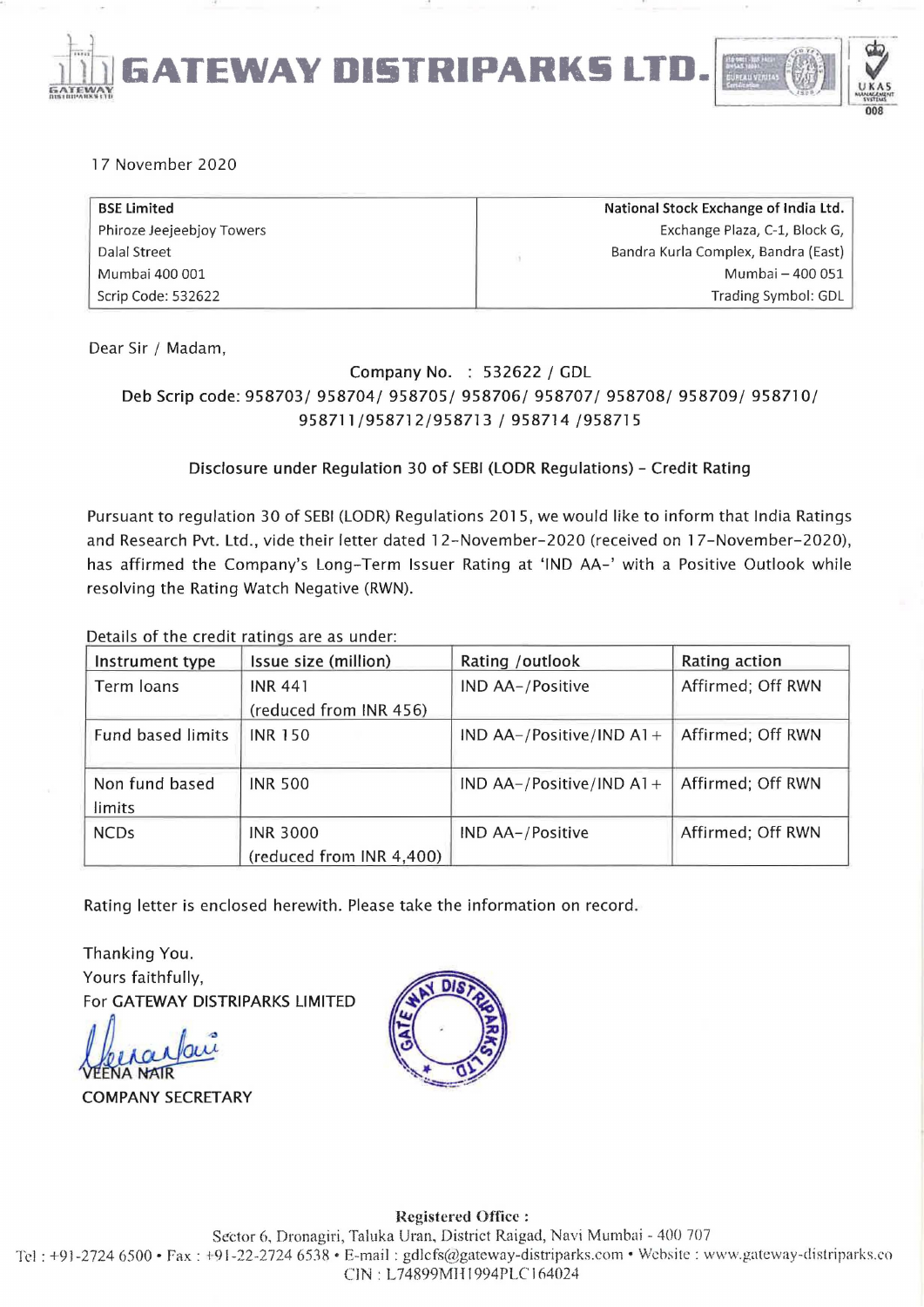# GATEWAY DISTRIPARKS LTD.

17 November 2020

| BSE Limited | National Stock Exchange of India Ltd. |
|---|---|
| Phiroze Jeejeebjoy Towers | Exchange Plaza, C-1, Block G, |
| Dalal Street | Bandra Kurla Complex, Bandra (East) |
| Mumbai 400 001 | Mumbai – 400 051 |
| Scrip Code: 532622 | Trading Symbol: GDL |

Dear Sir / Madam,

Company No. : 532622 / GDL

Deb Scrip code: 958703/ 958704/ 958705/ 958706/ 958707/ 958708/ 958709/ 958710/ 958711/958712/958713 / 958714 /958715

**Disclosure under Regulation 30 of SEBI (LODR Regulations) – Credit Rating**

Pursuant to regulation 30 of SEBI (LODR) Regulations 2015, we would like to inform that India Ratings and Research Pvt. Ltd., vide their letter dated 12-November-2020 (received on 17-November-2020), has affirmed the Company's Long-Term Issuer Rating at 'IND AA-' with a Positive Outlook while resolving the Rating Watch Negative (RWN).

Details of the credit ratings are as under:

| Instrument type | Issue size (million) | Rating /outlook | Rating action |
|---|---|---|---|
| Term loans | INR 441 (reduced from INR 456) | IND AA-/Positive | Affirmed; Off RWN |
| Fund based limits | INR 150 | IND AA-/Positive/IND A1+ | Affirmed; Off RWN |
| Non fund based limits | INR 500 | IND AA-/Positive/IND A1+ | Affirmed; Off RWN |
| NCDs | INR 3000 (reduced from INR 4,400) | IND AA-/Positive | Affirmed; Off RWN |

Rating letter is enclosed herewith. Please take the information on record.

Thanking You.
Yours faithfully,
For GATEWAY DISTRIPARKS LIMITED

VEENA NAIR
COMPANY SECRETARY

**Registered Office :**
Sector 6, Dronagiri, Taluka Uran, District Raigad, Navi Mumbai - 400 707
Tel : +91-2724 6500 • Fax : +91-22-2724 6538 • E-mail : gdlcfs@gateway-distriparks.com • Website : www.gateway-distriparks.co
CIN : L74899MH1994PLC164024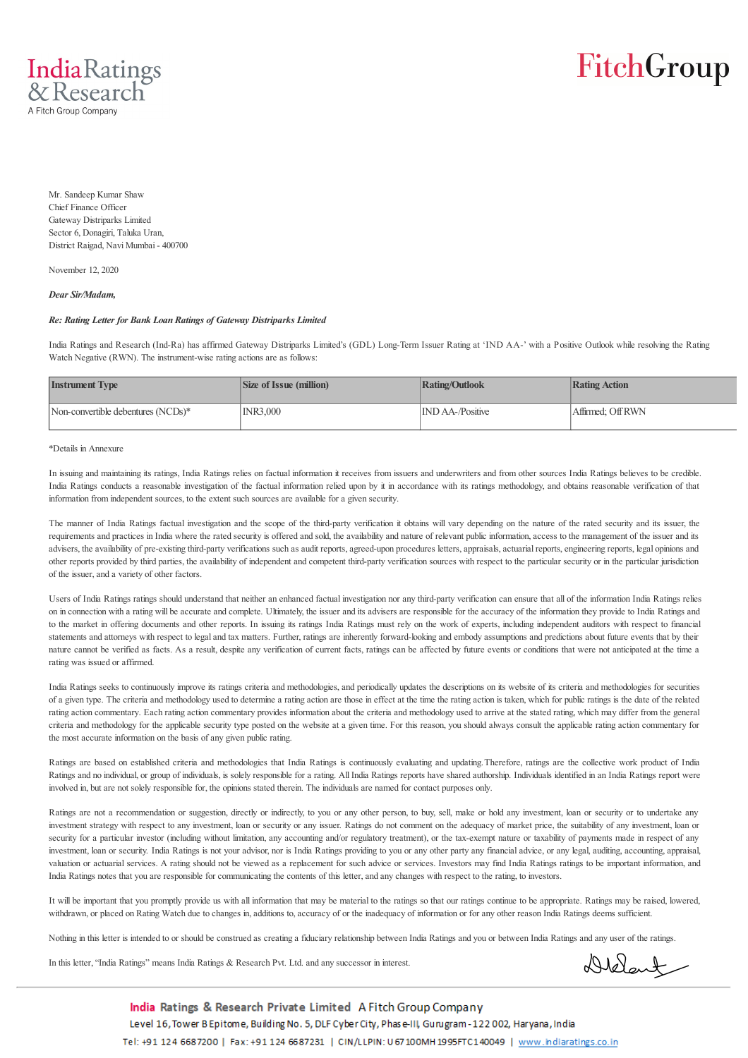India Ratings & Research

A Fitch Group Company

FitchGroup

Mr. Sandeep Kumar Shaw
Chief Finance Officer
Gateway Distriparks Limited
Sector 6, Donagiri, Taluka Uran,
District Raigad, Navi Mumbai - 400700

November 12, 2020

***Dear Sir/Madam,***

***Re: Rating Letter for Bank Loan Ratings of Gateway Distriparks Limited***

India Ratings and Research (Ind-Ra) has affirmed Gateway Distriparks Limited's (GDL) Long-Term Issuer Rating at 'IND AA-' with a Positive Outlook while resolving the Rating Watch Negative (RWN). The instrument-wise rating actions are as follows:

| Instrument Type | Size of Issue (million) | Rating/Outlook | Rating Action |
|---|---|---|---|
| Non-convertible debentures (NCDs)* | INR3,000 | IND AA-/Positive | Affirmed; Off RWN |

*Details in Annexure

In issuing and maintaining its ratings, India Ratings relies on factual information it receives from issuers and underwriters and from other sources India Ratings believes to be credible. India Ratings conducts a reasonable investigation of the factual information relied upon by it in accordance with its ratings methodology, and obtains reasonable verification of that information from independent sources, to the extent such sources are available for a given security.

The manner of India Ratings factual investigation and the scope of the third-party verification it obtains will vary depending on the nature of the rated security and its issuer, the requirements and practices in India where the rated security is offered and sold, the availability and nature of relevant public information, access to the management of the issuer and its advisers, the availability of pre-existing third-party verifications such as audit reports, agreed-upon procedures letters, appraisals, actuarial reports, engineering reports, legal opinions and other reports provided by third parties, the availability of independent and competent third-party verification sources with respect to the particular security or in the particular jurisdiction of the issuer, and a variety of other factors.

Users of India Ratings ratings should understand that neither an enhanced factual investigation nor any third-party verification can ensure that all of the information India Ratings relies on in connection with a rating will be accurate and complete. Ultimately, the issuer and its advisers are responsible for the accuracy of the information they provide to India Ratings and to the market in offering documents and other reports. In issuing its ratings India Ratings must rely on the work of experts, including independent auditors with respect to financial statements and attorneys with respect to legal and tax matters. Further, ratings are inherently forward-looking and embody assumptions and predictions about future events that by their nature cannot be verified as facts. As a result, despite any verification of current facts, ratings can be affected by future events or conditions that were not anticipated at the time a rating was issued or affirmed.

India Ratings seeks to continuously improve its ratings criteria and methodologies, and periodically updates the descriptions on its website of its criteria and methodologies for securities of a given type. The criteria and methodology used to determine a rating action are those in effect at the time the rating action is taken, which for public ratings is the date of the related rating action commentary. Each rating action commentary provides information about the criteria and methodology used to arrive at the stated rating, which may differ from the general criteria and methodology for the applicable security type posted on the website at a given time. For this reason, you should always consult the applicable rating action commentary for the most accurate information on the basis of any given public rating.

Ratings are based on established criteria and methodologies that India Ratings is continuously evaluating and updating. Therefore, ratings are the collective work product of India Ratings and no individual, or group of individuals, is solely responsible for a rating. All India Ratings reports have shared authorship. Individuals identified in an India Ratings report were involved in, but are not solely responsible for, the opinions stated therein. The individuals are named for contact purposes only.

Ratings are not a recommendation or suggestion, directly or indirectly, to you or any other person, to buy, sell, make or hold any investment, loan or security or to undertake any investment strategy with respect to any investment, loan or security or any issuer. Ratings do not comment on the adequacy of market price, the suitability of any investment, loan or security for a particular investor (including without limitation, any accounting and/or regulatory treatment), or the tax-exempt nature or taxability of payments made in respect of any investment, loan or security. India Ratings is not your advisor, nor is India Ratings providing to you or any other party any financial advice, or any legal, auditing, accounting, appraisal, valuation or actuarial services. A rating should not be viewed as a replacement for such advice or services. Investors may find India Ratings ratings to be important information, and India Ratings notes that you are responsible for communicating the contents of this letter, and any changes with respect to the rating, to investors.

It will be important that you promptly provide us with all information that may be material to the ratings so that our ratings continue to be appropriate. Ratings may be raised, lowered, withdrawn, or placed on Rating Watch due to changes in, additions to, accuracy of or the inadequacy of information or for any other reason India Ratings deems sufficient.

Nothing in this letter is intended to or should be construed as creating a fiduciary relationship between India Ratings and you or between India Ratings and any user of the ratings.

In this letter, "India Ratings" means India Ratings & Research Pvt. Ltd. and any successor in interest.

India Ratings & Research Private Limited A Fitch Group Company
Level 16, Tower B Epitome, Building No. 5, DLF Cyber City, Phase-III, Gurugram - 122 002, Haryana, India
Tel: +91 124 6687200 | Fax: +91 124 6687231 | CIN/LLPIN: U67100MH1995FTC140049 | www.indiaratings.co.in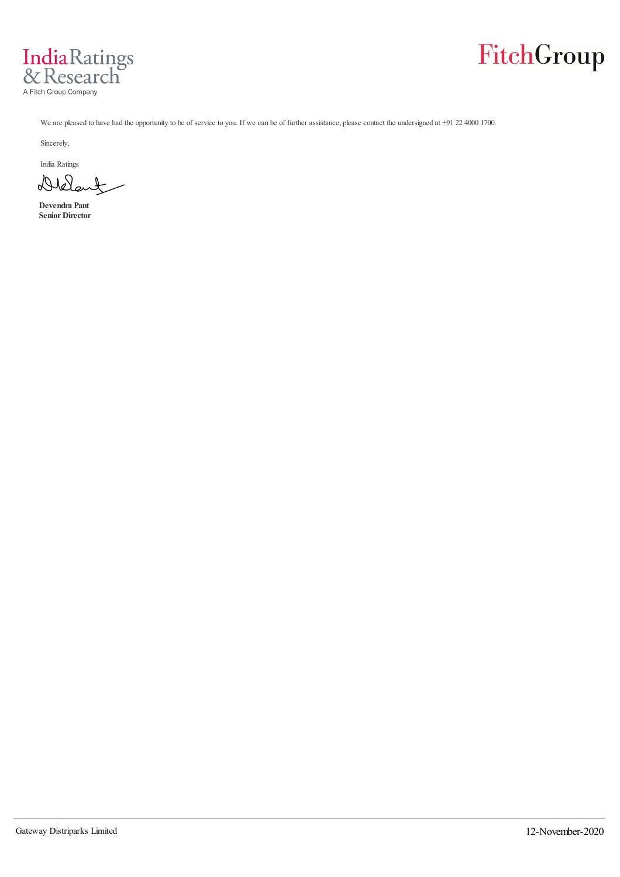We are pleased to have had the opportunity to be of service to you. If we can be of further assistance, please contact the undersigned at +91 22 4000 1700.

Sincerely,

India Ratings

**Devendra Pant**
**Senior Director**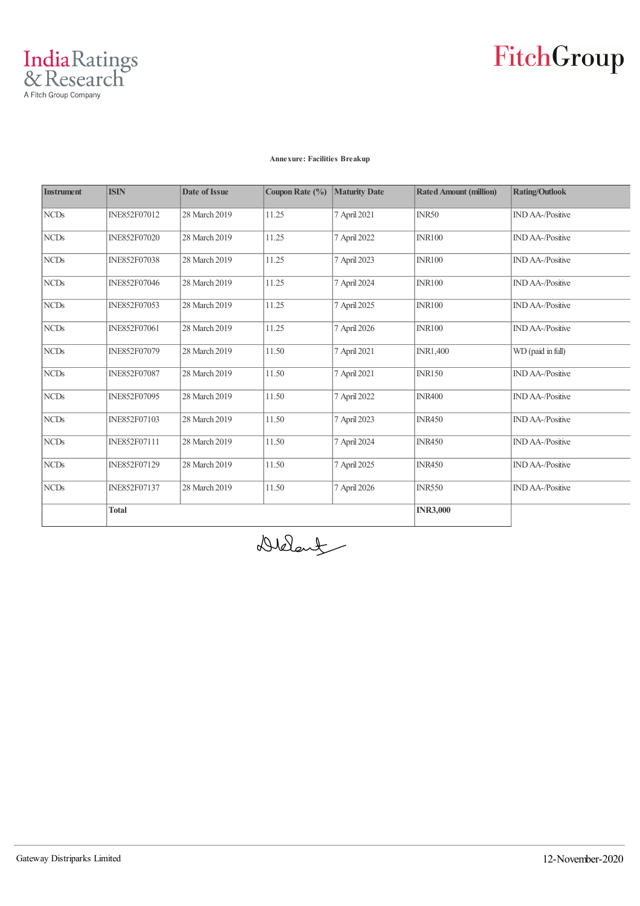**Annexure: Facilities Breakup**

| Instrument | ISIN | Date of Issue | Coupon Rate (%) | Maturity Date | Rated Amount (million) | Rating/Outlook |
|---|---|---|---|---|---|---|
| NCDs | INE852F07012 | 28 March 2019 | 11.25 | 7 April 2021 | INR50 | IND AA-/Positive |
| NCDs | INE852F07020 | 28 March 2019 | 11.25 | 7 April 2022 | INR100 | IND AA-/Positive |
| NCDs | INE852F07038 | 28 March 2019 | 11.25 | 7 April 2023 | INR100 | IND AA-/Positive |
| NCDs | INE852F07046 | 28 March 2019 | 11.25 | 7 April 2024 | INR100 | IND AA-/Positive |
| NCDs | INE852F07053 | 28 March 2019 | 11.25 | 7 April 2025 | INR100 | IND AA-/Positive |
| NCDs | INE852F07061 | 28 March 2019 | 11.25 | 7 April 2026 | INR100 | IND AA-/Positive |
| NCDs | INE852F07079 | 28 March 2019 | 11.50 | 7 April 2021 | INR1,400 | WD (paid in full) |
| NCDs | INE852F07087 | 28 March 2019 | 11.50 | 7 April 2021 | INR150 | IND AA-/Positive |
| NCDs | INE852F07095 | 28 March 2019 | 11.50 | 7 April 2022 | INR400 | IND AA-/Positive |
| NCDs | INE852F07103 | 28 March 2019 | 11.50 | 7 April 2023 | INR450 | IND AA-/Positive |
| NCDs | INE852F07111 | 28 March 2019 | 11.50 | 7 April 2024 | INR450 | IND AA-/Positive |
| NCDs | INE852F07129 | 28 March 2019 | 11.50 | 7 April 2025 | INR450 | IND AA-/Positive |
| NCDs | INE852F07137 | 28 March 2019 | 11.50 | 7 April 2026 | INR550 | IND AA-/Positive |
| | **Total** | | | | **INR3,000** | |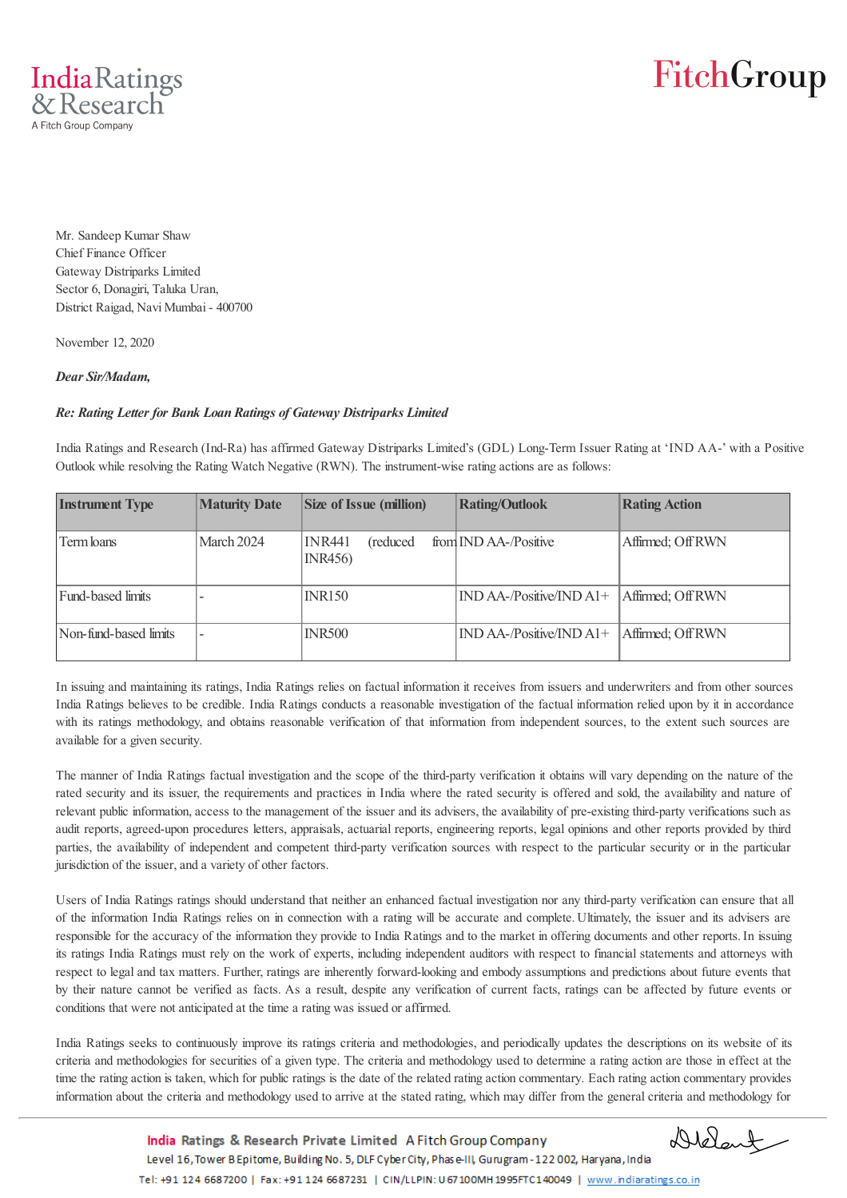Mr. Sandeep Kumar Shaw
Chief Finance Officer
Gateway Distriparks Limited
Sector 6, Donagiri, Taluka Uran,
District Raigad, Navi Mumbai - 400700

November 12, 2020

***Dear Sir/Madam,***

***Re: Rating Letter for Bank Loan Ratings of Gateway Distriparks Limited***

India Ratings and Research (Ind-Ra) has affirmed Gateway Distriparks Limited's (GDL) Long-Term Issuer Rating at 'IND AA-' with a Positive Outlook while resolving the Rating Watch Negative (RWN). The instrument-wise rating actions are as follows:

| Instrument Type | Maturity Date | Size of Issue (million) | Rating/Outlook | Rating Action |
|---|---|---|---|---|
| Term loans | March 2024 | INR441 (reduced from INR456) | IND AA-/Positive | Affirmed; Off RWN |
| Fund-based limits | - | INR150 | IND AA-/Positive/IND A1+ | Affirmed; Off RWN |
| Non-fund-based limits | - | INR500 | IND AA-/Positive/IND A1+ | Affirmed; Off RWN |

In issuing and maintaining its ratings, India Ratings relies on factual information it receives from issuers and underwriters and from other sources India Ratings believes to be credible. India Ratings conducts a reasonable investigation of the factual information relied upon by it in accordance with its ratings methodology, and obtains reasonable verification of that information from independent sources, to the extent such sources are available for a given security.

The manner of India Ratings factual investigation and the scope of the third-party verification it obtains will vary depending on the nature of the rated security and its issuer, the requirements and practices in India where the rated security is offered and sold, the availability and nature of relevant public information, access to the management of the issuer and its advisers, the availability of pre-existing third-party verifications such as audit reports, agreed-upon procedures letters, appraisals, actuarial reports, engineering reports, legal opinions and other reports provided by third parties, the availability of independent and competent third-party verification sources with respect to the particular security or in the particular jurisdiction of the issuer, and a variety of other factors.

Users of India Ratings ratings should understand that neither an enhanced factual investigation nor any third-party verification can ensure that all of the information India Ratings relies on in connection with a rating will be accurate and complete. Ultimately, the issuer and its advisers are responsible for the accuracy of the information they provide to India Ratings and to the market in offering documents and other reports. In issuing its ratings India Ratings must rely on the work of experts, including independent auditors with respect to financial statements and attorneys with respect to legal and tax matters. Further, ratings are inherently forward-looking and embody assumptions and predictions about future events that by their nature cannot be verified as facts. As a result, despite any verification of current facts, ratings can be affected by future events or conditions that were not anticipated at the time a rating was issued or affirmed.

India Ratings seeks to continuously improve its ratings criteria and methodologies, and periodically updates the descriptions on its website of its criteria and methodologies for securities of a given type. The criteria and methodology used to determine a rating action are those in effect at the time the rating action is taken, which for public ratings is the date of the related rating action commentary. Each rating action commentary provides information about the criteria and methodology used to arrive at the stated rating, which may differ from the general criteria and methodology for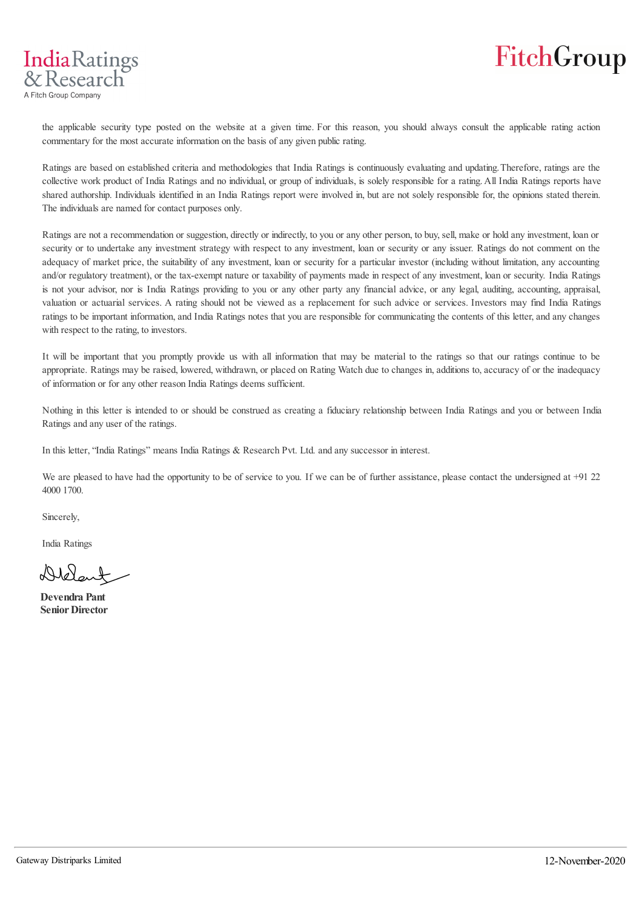the applicable security type posted on the website at a given time. For this reason, you should always consult the applicable rating action commentary for the most accurate information on the basis of any given public rating.

Ratings are based on established criteria and methodologies that India Ratings is continuously evaluating and updating. Therefore, ratings are the collective work product of India Ratings and no individual, or group of individuals, is solely responsible for a rating. All India Ratings reports have shared authorship. Individuals identified in an India Ratings report were involved in, but are not solely responsible for, the opinions stated therein. The individuals are named for contact purposes only.

Ratings are not a recommendation or suggestion, directly or indirectly, to you or any other person, to buy, sell, make or hold any investment, loan or security or to undertake any investment strategy with respect to any investment, loan or security or any issuer. Ratings do not comment on the adequacy of market price, the suitability of any investment, loan or security for a particular investor (including without limitation, any accounting and/or regulatory treatment), or the tax-exempt nature or taxability of payments made in respect of any investment, loan or security. India Ratings is not your advisor, nor is India Ratings providing to you or any other party any financial advice, or any legal, auditing, accounting, appraisal, valuation or actuarial services. A rating should not be viewed as a replacement for such advice or services. Investors may find India Ratings ratings to be important information, and India Ratings notes that you are responsible for communicating the contents of this letter, and any changes with respect to the rating, to investors.

It will be important that you promptly provide us with all information that may be material to the ratings so that our ratings continue to be appropriate. Ratings may be raised, lowered, withdrawn, or placed on Rating Watch due to changes in, additions to, accuracy of or the inadequacy of information or for any other reason India Ratings deems sufficient.

Nothing in this letter is intended to or should be construed as creating a fiduciary relationship between India Ratings and you or between India Ratings and any user of the ratings.

In this letter, "India Ratings" means India Ratings & Research Pvt. Ltd. and any successor in interest.

We are pleased to have had the opportunity to be of service to you. If we can be of further assistance, please contact the undersigned at +91 22 4000 1700.

Sincerely,

India Ratings

**Devendra Pant**
**Senior Director**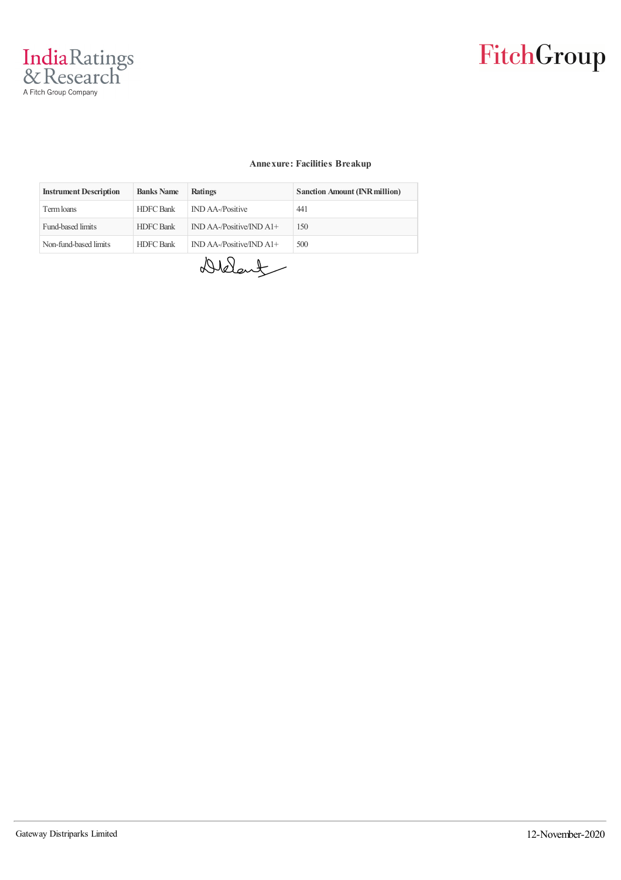**Annexure: Facilities Breakup**

| Instrument Description | Banks Name | Ratings | Sanction Amount (INR million) |
|---|---|---|---|
| Term loans | HDFC Bank | IND AA-/Positive | 441 |
| Fund-based limits | HDFC Bank | IND AA-/Positive/IND A1+ | 150 |
| Non-fund-based limits | HDFC Bank | IND AA-/Positive/IND A1+ | 500 |